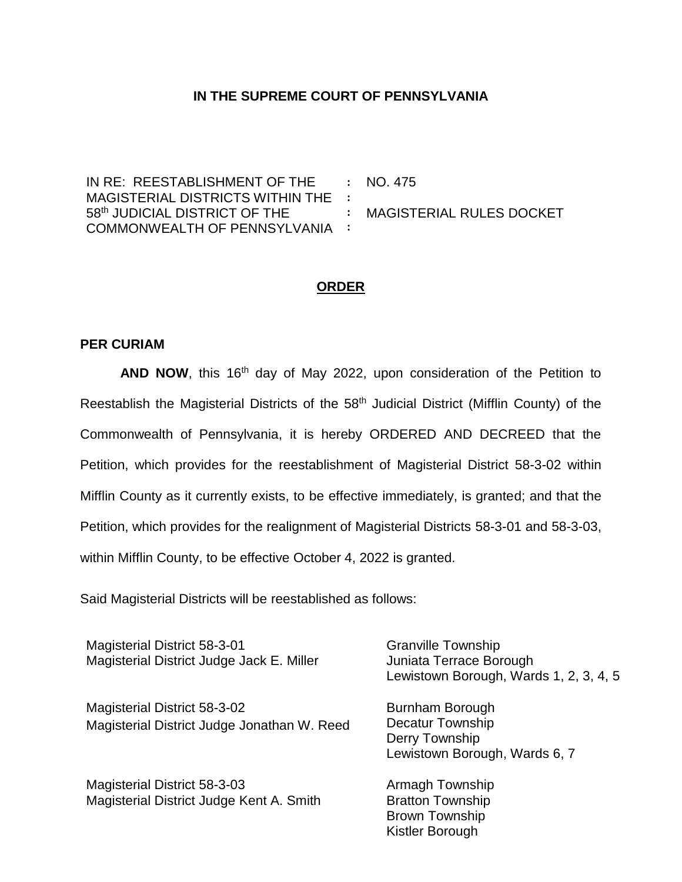# IN THE SUPREME COURT OF PENNSYLVANIA

| IN RE: REESTABLISHMENT OF THE MAGISTERIAL DISTRICTS WITHIN THE 58th JUDICIAL DISTRICT OF THE COMMONWEALTH OF PENNSYLVANIA | NO. 475 MAGISTERIAL RULES DOCKET |
|---|---|

## ORDER

**PER CURIAM**

**AND NOW**, this 16th day of May 2022, upon consideration of the Petition to Reestablish the Magisterial Districts of the 58th Judicial District (Mifflin County) of the Commonwealth of Pennsylvania, it is hereby ORDERED AND DECREED that the Petition, which provides for the reestablishment of Magisterial District 58-3-02 within Mifflin County as it currently exists, to be effective immediately, is granted; and that the Petition, which provides for the realignment of Magisterial Districts 58-3-01 and 58-3-03, within Mifflin County, to be effective October 4, 2022 is granted.

Said Magisterial Districts will be reestablished as follows:

| | |
|---|---|
| Magisterial District 58-3-01<br>Magisterial District Judge Jack E. Miller | Granville Township<br>Juniata Terrace Borough<br>Lewistown Borough, Wards 1, 2, 3, 4, 5 |
| Magisterial District 58-3-02<br>Magisterial District Judge Jonathan W. Reed | Burnham Borough<br>Decatur Township<br>Derry Township<br>Lewistown Borough, Wards 6, 7 |
| Magisterial District 58-3-03<br>Magisterial District Judge Kent A. Smith | Armagh Township<br>Bratton Township<br>Brown Township<br>Kistler Borough |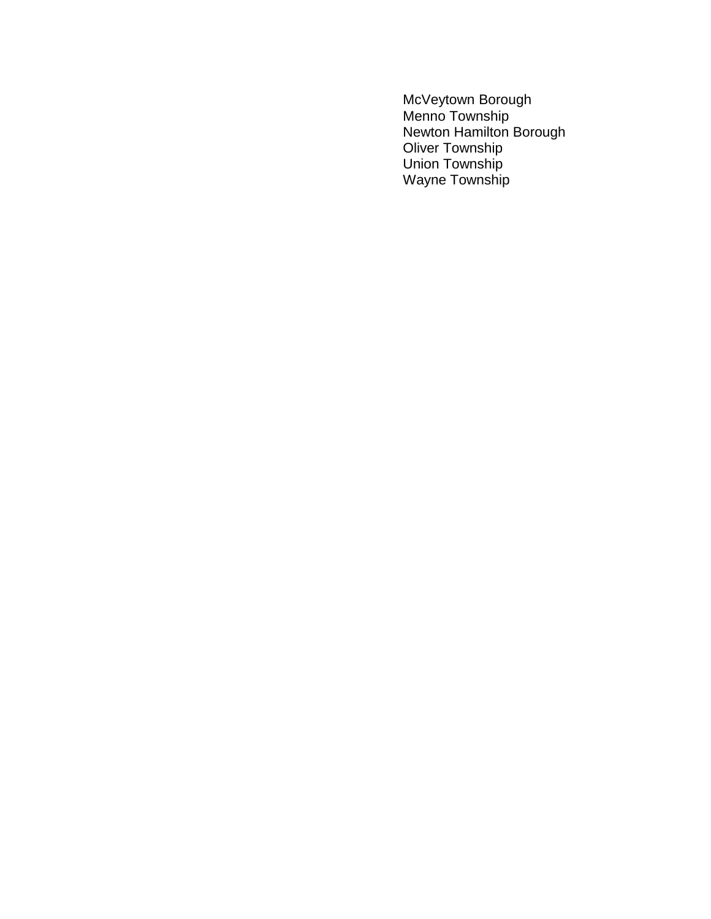McVeytown Borough
Menno Township
Newton Hamilton Borough
Oliver Township
Union Township
Wayne Township